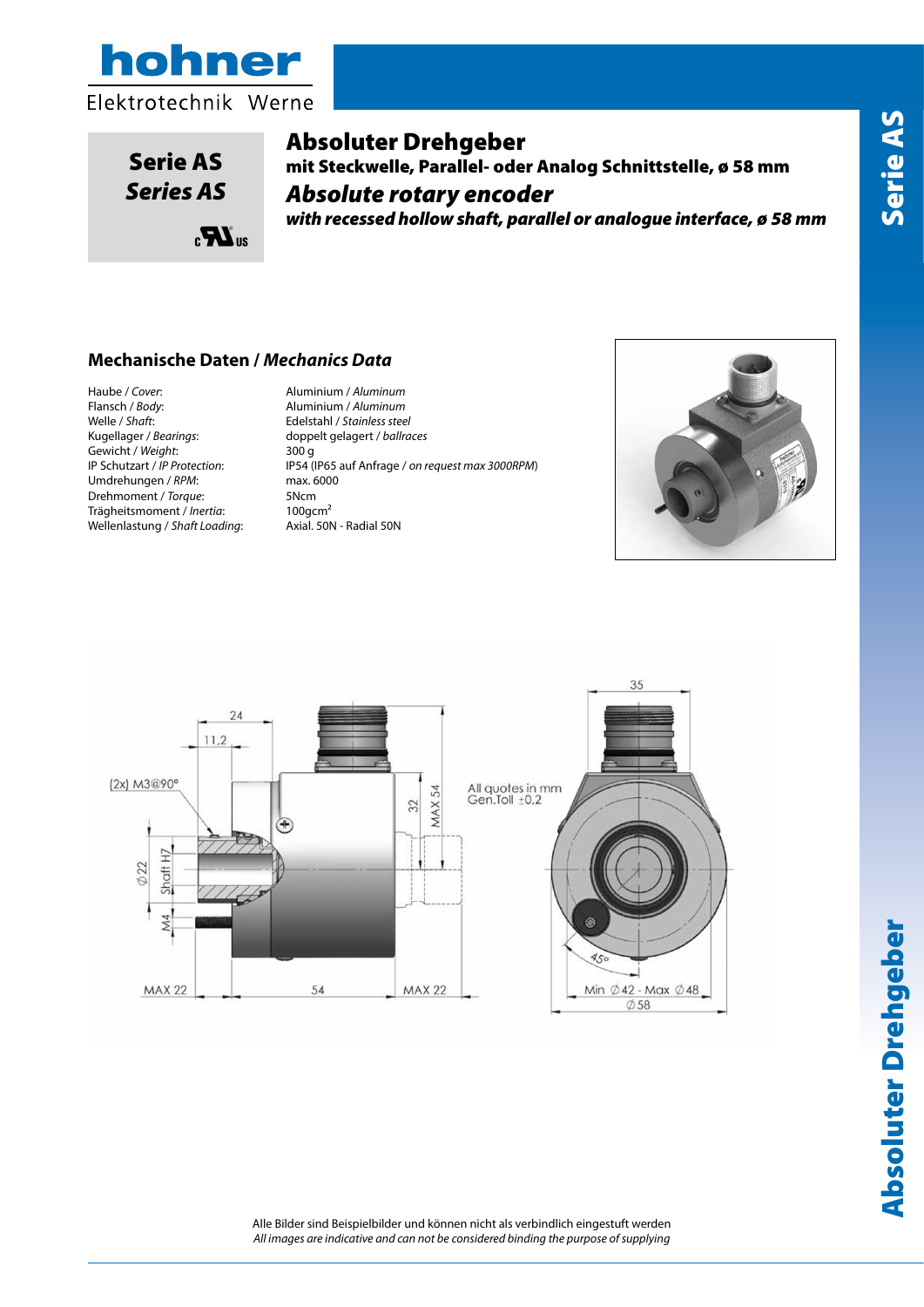# Serie AS

# *Series AS*

# Absoluter Drehgeber

**mit Steckwelle, Parallel- oder Analog Schnittstelle, ø 58 mm**

## *Absolute rotary encoder*

***with recessed hollow shaft, parallel or analogue interface, ø 58 mm***

## Mechanische Daten / *Mechanics Data*

| | |
|---|---|
| Haube / *Cover*: | Aluminium / *Aluminum* |
| Flansch / *Body*: | Aluminium / *Aluminum* |
| Welle / *Shaft*: | Edelstahl / *Stainless steel* |
| Kugellager / *Bearings*: | doppelt gelagert / *ballraces* |
| Gewicht / *Weight*: | 300 g |
| IP Schutzart / *IP Protection*: | IP54 (IP65 auf Anfrage / *on request max 3000RPM*) |
| Umdrehungen / *RPM*: | max. 6000 |
| Drehmoment / *Torque*: | 5Ncm |
| Trägheitsmoment / *Inertia*: | 100gcm$^2$ |
| Wellenlastung / *Shaft Loading*: | Axial. 50N - Radial 50N |

All quotes in mm
Gen.Toll ±0,2

Alle Bilder sind Beispielbilder und können nicht als verbindlich eingestuft werden
*All images are indicative and can not be considered binding the purpose of supplying*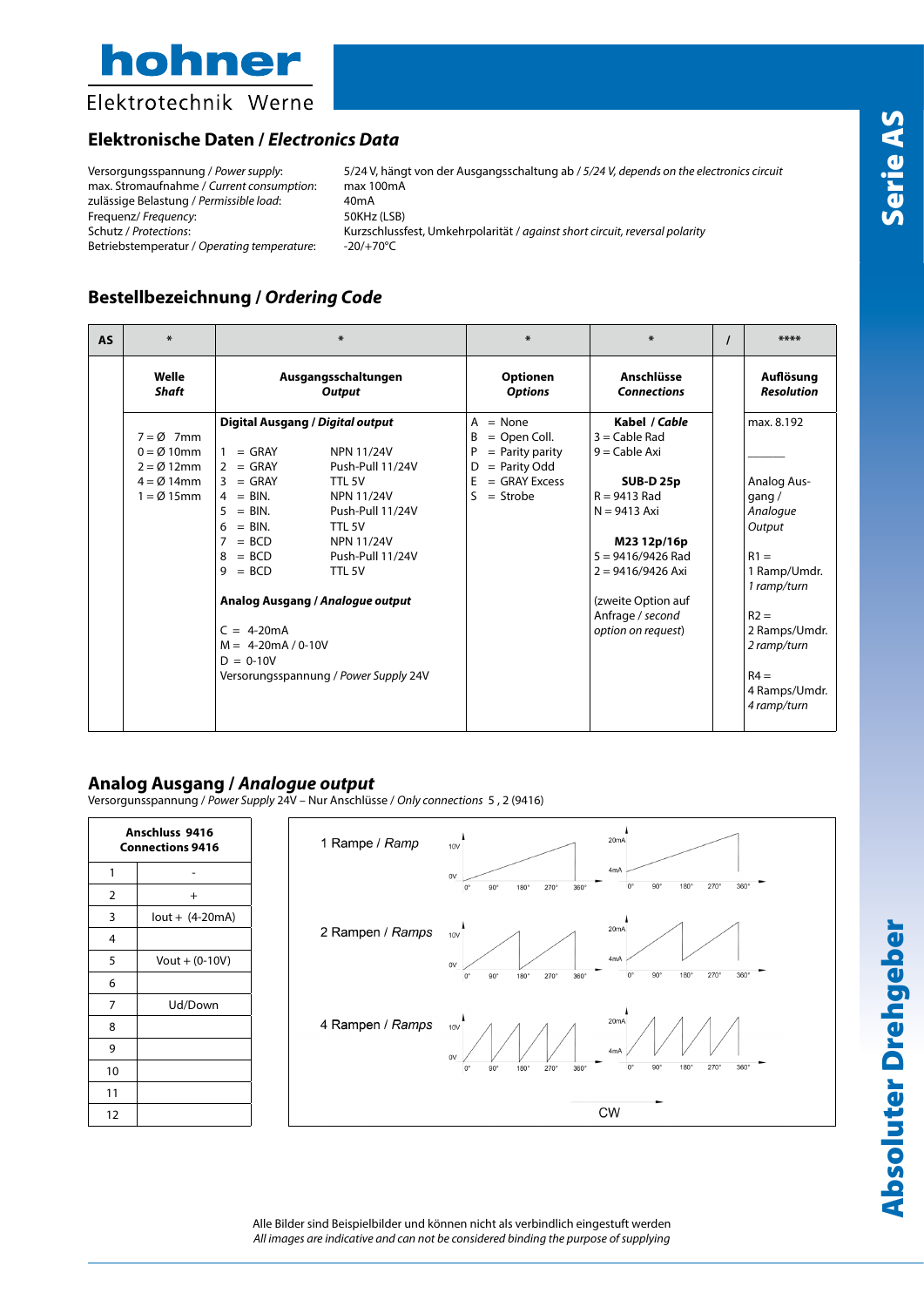## Elektronische Daten / *Electronics Data*

| | |
|---|---|
| Versorgungsspannung / *Power supply*: | 5/24 V, hängt von der Ausgangsschaltung ab / *5/24 V, depends on the electronics circuit* |
| max. Stromaufnahme / *Current consumption*: | max 100mA |
| zulässige Belastung / *Permissible load*: | 40mA |
| Frequenz/ *Frequency*: | 50KHz (LSB) |
| Schutz / *Protections*: | Kurzschlussfest, Umkehrpolarität / *against short circuit, reversal polarity* |
| Betriebstemperatur / *Operating temperature*: | -20/+70°C |

## Bestellbezeichnung / *Ordering Code*

| AS | * | * | * | * | / | **** |
|---|---|---|---|---|---|---|
| | **Welle** *Shaft* | **Ausgangsschaltungen** *Output* | **Optionen** *Options* | **Anschlüsse** *Connections* | | **Auflösung** *Resolution* |
| | 7 = Ø 7mm<br>0 = Ø 10mm<br>2 = Ø 12mm<br>4 = Ø 14mm<br>1 = Ø 15mm | **Digital Ausgang / *Digital output***<br>1 = GRAY NPN 11/24V<br>2 = GRAY Push-Pull 11/24V<br>3 = GRAY TTL 5V<br>4 = BIN. NPN 11/24V<br>5 = BIN. Push-Pull 11/24V<br>6 = BIN. TTL 5V<br>7 = BCD NPN 11/24V<br>8 = BCD Push-Pull 11/24V<br>9 = BCD TTL 5V<br><br>**Analog Ausgang / *Analogue output***<br>C = 4-20mA<br>M = 4-20mA / 0-10V<br>D = 0-10V<br>Versorungsspannung / *Power Supply* 24V | A = None<br>B = Open Coll.<br>P = Parity parity<br>D = Parity Odd<br>E = GRAY Excess<br>S = Strobe | **Kabel / *Cable***<br>3 = Cable Rad<br>9 = Cable Axi<br><br>**SUB-D 25p**<br>R = 9413 Rad<br>N = 9413 Axi<br><br>**M23 12p/16p**<br>5 = 9416/9426 Rad<br>2 = 9416/9426 Axi<br><br>(zweite Option auf Anfrage / *second option on request*) | | max. 8.192<br>______<br>Analog Ausgang / *Analogue Output*<br><br>R1 =<br>1 Ramp/Umdr.<br>*1 ramp/turn*<br><br>R2 =<br>2 Ramps/Umdr.<br>*2 ramp/turn*<br><br>R4 =<br>4 Ramps/Umdr.<br>*4 ramp/turn* |

## Analog Ausgang / *Analogue output*

Versorgunsspannung / *Power Supply* 24V – Nur Anschlüsse / *Only connections* 5 , 2 (9416)

| Anschluss 9416 | Connections 9416 |
|---|---|
| 1 | - |
| 2 | + |
| 3 | Iout + (4-20mA) |
| 4 | |
| 5 | Vout + (0-10V) |
| 6 | |
| 7 | Ud/Down |
| 8 | |
| 9 | |
| 10 | |
| 11 | |
| 12 | |

1 Rampe / *Ramp*

2 Rampen / *Ramps*

4 Rampen / *Ramps*

CW

Alle Bilder sind Beispielbilder und können nicht als verbindlich eingestuft werden
*All images are indicative and can not be considered binding the purpose of supplying*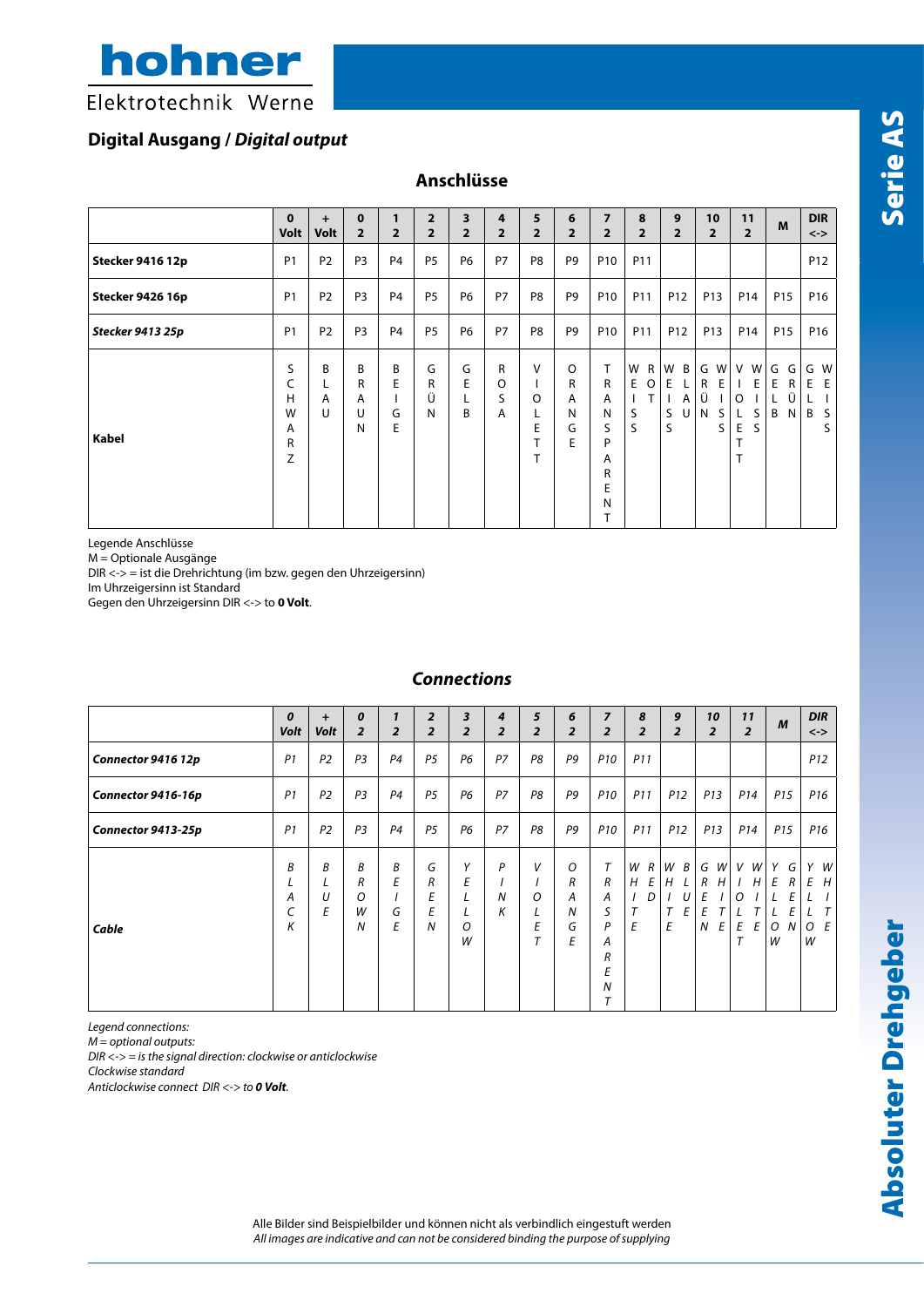## Digital Ausgang / *Digital output*

### Anschlüsse

| | 0 Volt | + Volt | $2^{0}$ | $2^{1}$ | $2^{2}$ | $2^{3}$ | $2^{4}$ | $2^{5}$ | $2^{6}$ | $2^{7}$ | $2^{8}$ | $2^{9}$ | $2^{10}$ | $2^{11}$ | M | DIR <-> |
|---|---|---|---|---|---|---|---|---|---|---|---|---|---|---|---|---|
| **Stecker 9416 12p** | P1 | P2 | P3 | P4 | P5 | P6 | P7 | P8 | P9 | P10 | P11 | | | | | P12 |
| **Stecker 9426 16p** | P1 | P2 | P3 | P4 | P5 | P6 | P7 | P8 | P9 | P10 | P11 | P12 | P13 | P14 | P15 | P16 |
| ***Stecker 9413 25p*** | P1 | P2 | P3 | P4 | P5 | P6 | P7 | P8 | P9 | P10 | P11 | P12 | P13 | P14 | P15 | P16 |
| **Kabel** | SCHWARZ | BLAU | BRAUN | BEIGE | GRÜN | GELB | ROSA | VIOLETT | ORANGE | TRANSPARENT | WEISS ROT | WEISS BLAU | GRÜN WEISS | VIOLETT WEISS | GELB GRÜN | GELB WEISS |

Legende Anschlüsse
M = Optionale Ausgänge
DIR <-> = ist die Drehrichtung (im bzw. gegen den Uhrzeigersinn)
Im Uhrzeigersinn ist Standard
Gegen den Uhrzeigersinn DIR <-> to **0 Volt**.

### *Connections*

| | *0 Volt* | *+ Volt* | $2^{0}$ | $2^{1}$ | $2^{2}$ | $2^{3}$ | $2^{4}$ | $2^{5}$ | $2^{6}$ | $2^{7}$ | $2^{8}$ | $2^{9}$ | $2^{10}$ | $2^{11}$ | *M* | *DIR <->* |
|---|---|---|---|---|---|---|---|---|---|---|---|---|---|---|---|---|
| ***Connector 9416 12p*** | *P1* | *P2* | *P3* | *P4* | *P5* | *P6* | *P7* | *P8* | *P9* | *P10* | *P11* | | | | | *P12* |
| ***Connector 9416-16p*** | *P1* | *P2* | *P3* | *P4* | *P5* | *P6* | *P7* | *P8* | *P9* | *P10* | *P11* | *P12* | *P13* | *P14* | *P15* | *P16* |
| ***Connector 9413-25p*** | *P1* | *P2* | *P3* | *P4* | *P5* | *P6* | *P7* | *P8* | *P9* | *P10* | *P11* | *P12* | *P13* | *P14* | *P15* | *P16* |
| ***Cable*** | *BLACK* | *BLUE* | *BROWN* | *BEIGE* | *GREEN* | *YELLOW* | *PINK* | *VIOLET* | *ORANGE* | *TRASPARENT* | *WHITE RED* | *WHITE BLUE* | *GREEN WHITE* | *VIOLET WHITE* | *YELLOW GREEN* | *YELLOW WHITE* |

*Legend connections:*
*M = optional outputs:*
*DIR <-> = is the signal direction: clockwise or anticlockwise*
*Clockwise standard*
*Anticlockwise connect DIR <-> to **0 Volt**.*